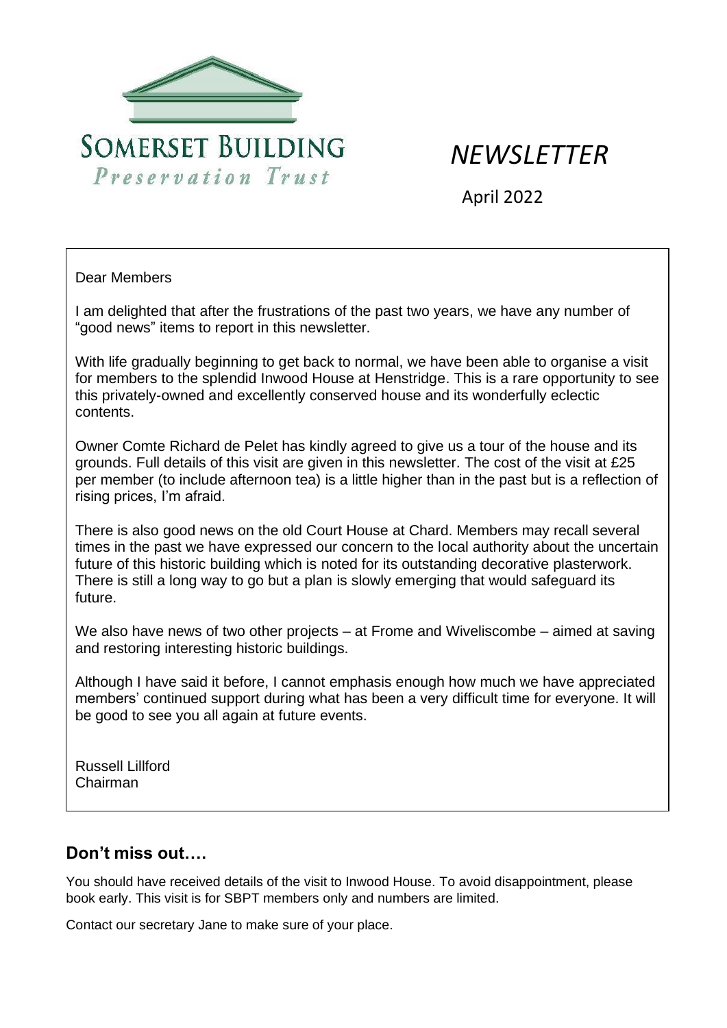# SOMERSET BUILDING

*Preservation Trust*

# *NEWSLETTER*

April 2022

Dear Members

I am delighted that after the frustrations of the past two years, we have any number of "good news" items to report in this newsletter.

With life gradually beginning to get back to normal, we have been able to organise a visit for members to the splendid Inwood House at Henstridge. This is a rare opportunity to see this privately-owned and excellently conserved house and its wonderfully eclectic contents.

Owner Comte Richard de Pelet has kindly agreed to give us a tour of the house and its grounds. Full details of this visit are given in this newsletter. The cost of the visit at £25 per member (to include afternoon tea) is a little higher than in the past but is a reflection of rising prices, I'm afraid.

There is also good news on the old Court House at Chard. Members may recall several times in the past we have expressed our concern to the local authority about the uncertain future of this historic building which is noted for its outstanding decorative plasterwork. There is still a long way to go but a plan is slowly emerging that would safeguard its future.

We also have news of two other projects – at Frome and Wiveliscombe – aimed at saving and restoring interesting historic buildings.

Although I have said it before, I cannot emphasis enough how much we have appreciated members' continued support during what has been a very difficult time for everyone. It will be good to see you all again at future events.

Russell Lillford
Chairman

## Don't miss out….

You should have received details of the visit to Inwood House. To avoid disappointment, please book early. This visit is for SBPT members only and numbers are limited.

Contact our secretary Jane to make sure of your place.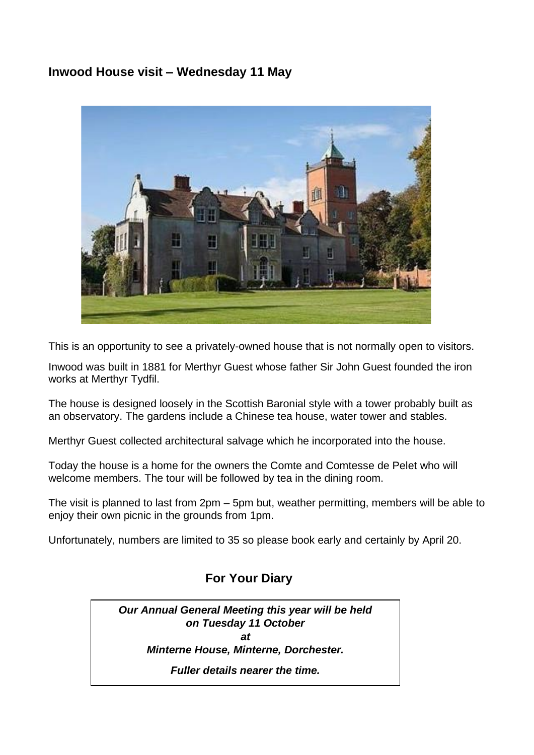## Inwood House visit – Wednesday 11 May

This is an opportunity to see a privately-owned house that is not normally open to visitors.

Inwood was built in 1881 for Merthyr Guest whose father Sir John Guest founded the iron works at Merthyr Tydfil.

The house is designed loosely in the Scottish Baronial style with a tower probably built as an observatory. The gardens include a Chinese tea house, water tower and stables.

Merthyr Guest collected architectural salvage which he incorporated into the house.

Today the house is a home for the owners the Comte and Comtesse de Pelet who will welcome members. The tour will be followed by tea in the dining room.

The visit is planned to last from 2pm – 5pm but, weather permitting, members will be able to enjoy their own picnic in the grounds from 1pm.

Unfortunately, numbers are limited to 35 so please book early and certainly by April 20.

## For Your Diary

***Our Annual General Meeting this year will be held on Tuesday 11 October***
***at***
***Minterne House, Minterne, Dorchester.***

***Fuller details nearer the time.***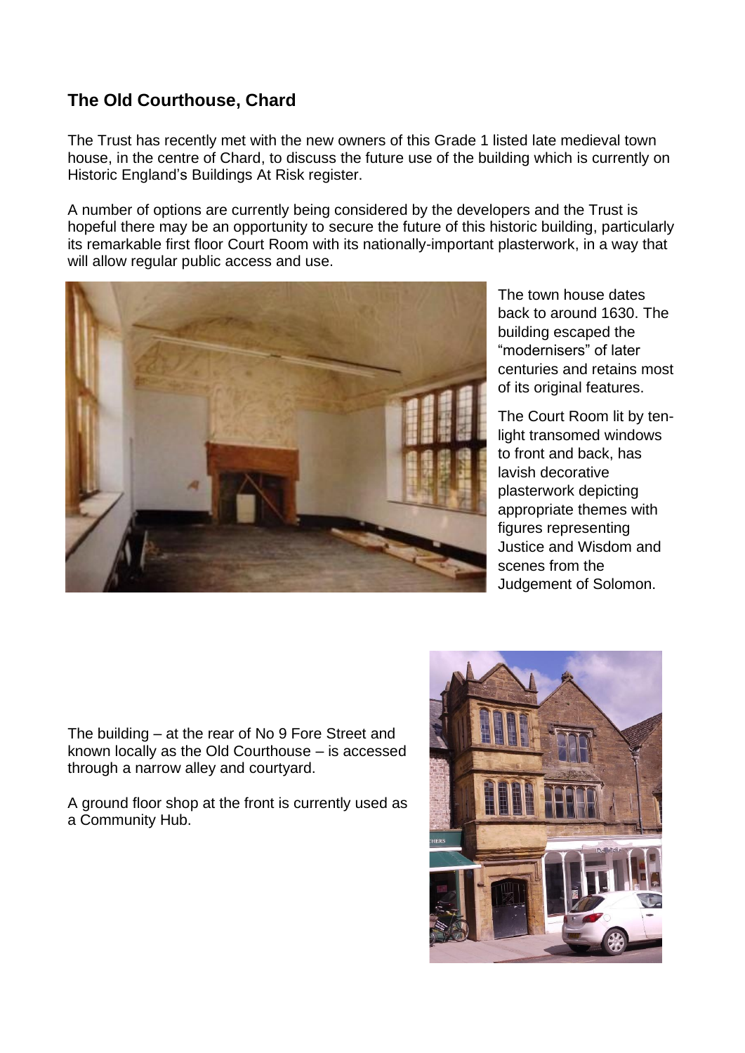## The Old Courthouse, Chard

The Trust has recently met with the new owners of this Grade 1 listed late medieval town house, in the centre of Chard, to discuss the future use of the building which is currently on Historic England's Buildings At Risk register.

A number of options are currently being considered by the developers and the Trust is hopeful there may be an opportunity to secure the future of this historic building, particularly its remarkable first floor Court Room with its nationally-important plasterwork, in a way that will allow regular public access and use.

The town house dates back to around 1630. The building escaped the "modernisers" of later centuries and retains most of its original features.

The Court Room lit by ten-light transomed windows to front and back, has lavish decorative plasterwork depicting appropriate themes with figures representing Justice and Wisdom and scenes from the Judgement of Solomon.

The building – at the rear of No 9 Fore Street and known locally as the Old Courthouse – is accessed through a narrow alley and courtyard.

A ground floor shop at the front is currently used as a Community Hub.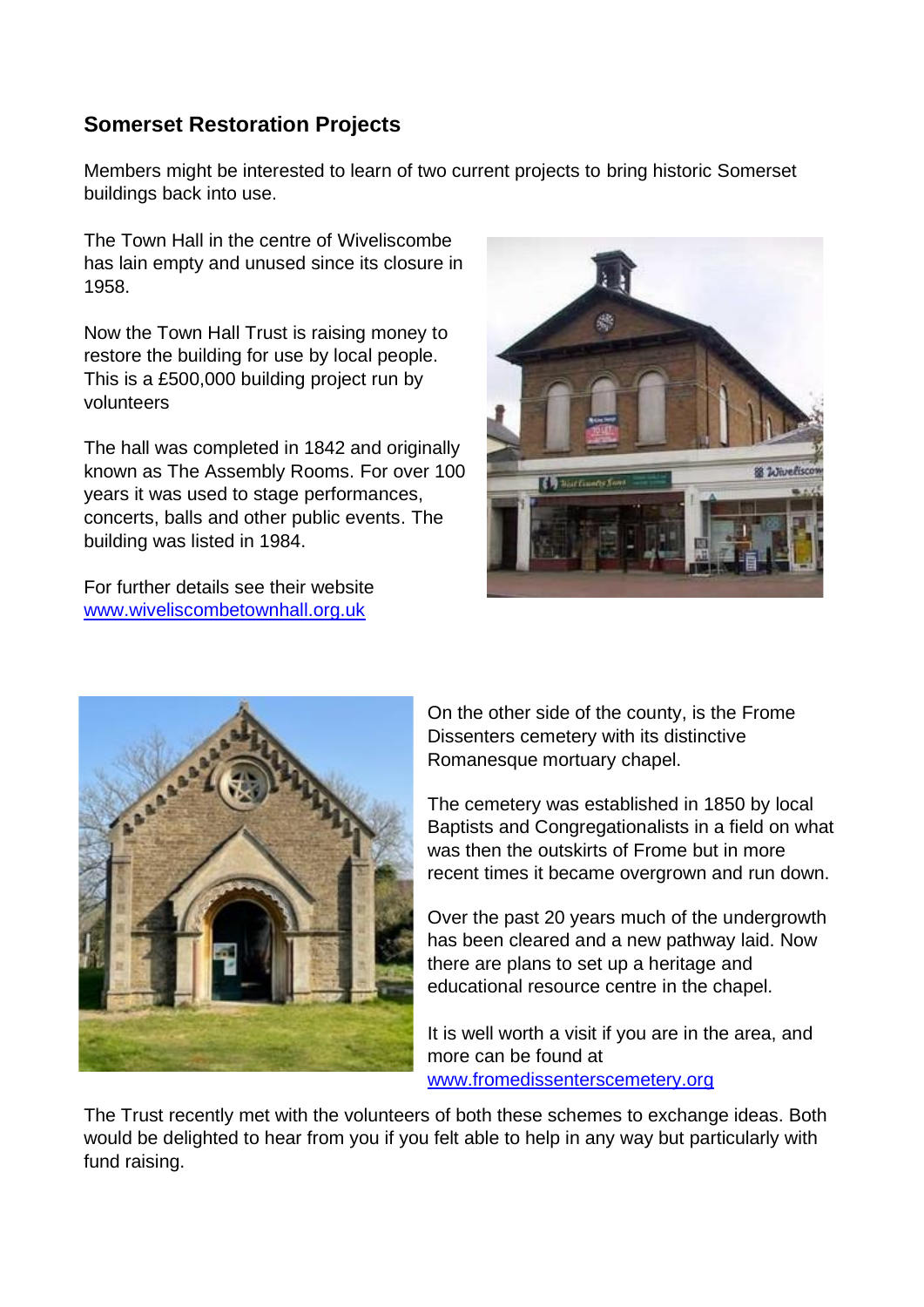## Somerset Restoration Projects

Members might be interested to learn of two current projects to bring historic Somerset buildings back into use.

The Town Hall in the centre of Wiveliscombe has lain empty and unused since its closure in 1958.

Now the Town Hall Trust is raising money to restore the building for use by local people. This is a £500,000 building project run by volunteers

The hall was completed in 1842 and originally known as The Assembly Rooms. For over 100 years it was used to stage performances, concerts, balls and other public events. The building was listed in 1984.

For further details see their website [www.wiveliscombetownhall.org.uk](www.wiveliscombetownhall.org.uk)

On the other side of the county, is the Frome Dissenters cemetery with its distinctive Romanesque mortuary chapel.

The cemetery was established in 1850 by local Baptists and Congregationalists in a field on what was then the outskirts of Frome but in more recent times it became overgrown and run down.

Over the past 20 years much of the undergrowth has been cleared and a new pathway laid. Now there are plans to set up a heritage and educational resource centre in the chapel.

It is well worth a visit if you are in the area, and more can be found at [www.fromedissenterscemetery.org](www.fromedissenterscemetery.org)

The Trust recently met with the volunteers of both these schemes to exchange ideas. Both would be delighted to hear from you if you felt able to help in any way but particularly with fund raising.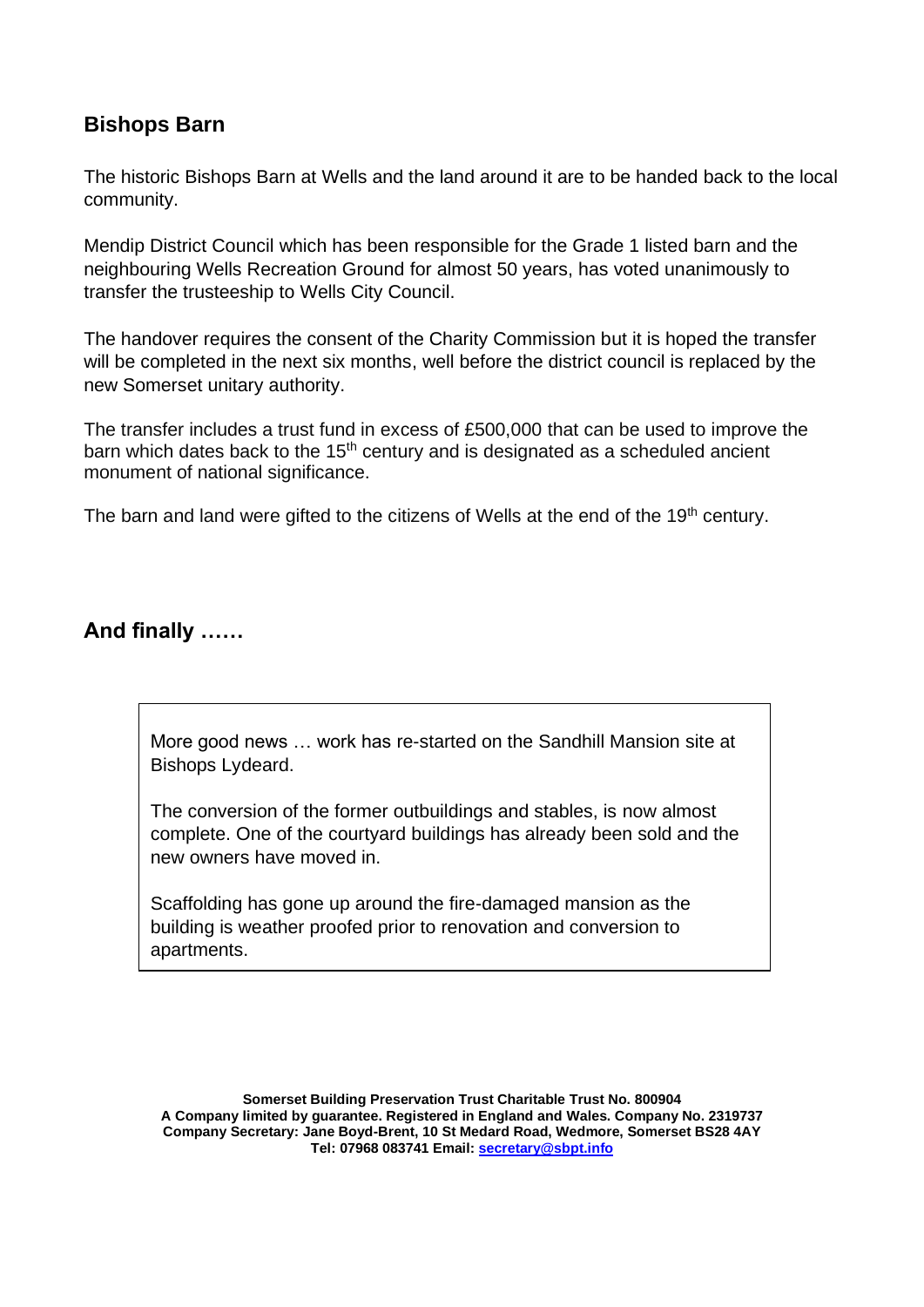## Bishops Barn

The historic Bishops Barn at Wells and the land around it are to be handed back to the local community.

Mendip District Council which has been responsible for the Grade 1 listed barn and the neighbouring Wells Recreation Ground for almost 50 years, has voted unanimously to transfer the trusteeship to Wells City Council.

The handover requires the consent of the Charity Commission but it is hoped the transfer will be completed in the next six months, well before the district council is replaced by the new Somerset unitary authority.

The transfer includes a trust fund in excess of £500,000 that can be used to improve the barn which dates back to the 15th century and is designated as a scheduled ancient monument of national significance.

The barn and land were gifted to the citizens of Wells at the end of the 19th century.

## And finally ……

More good news … work has re-started on the Sandhill Mansion site at Bishops Lydeard.

The conversion of the former outbuildings and stables, is now almost complete. One of the courtyard buildings has already been sold and the new owners have moved in.

Scaffolding has gone up around the fire-damaged mansion as the building is weather proofed prior to renovation and conversion to apartments.

**Somerset Building Preservation Trust Charitable Trust No. 800904**
**A Company limited by guarantee. Registered in England and Wales. Company No. 2319737**
**Company Secretary: Jane Boyd-Brent, 10 St Medard Road, Wedmore, Somerset BS28 4AY**
**Tel: 07968 083741 Email: secretary@sbpt.info**